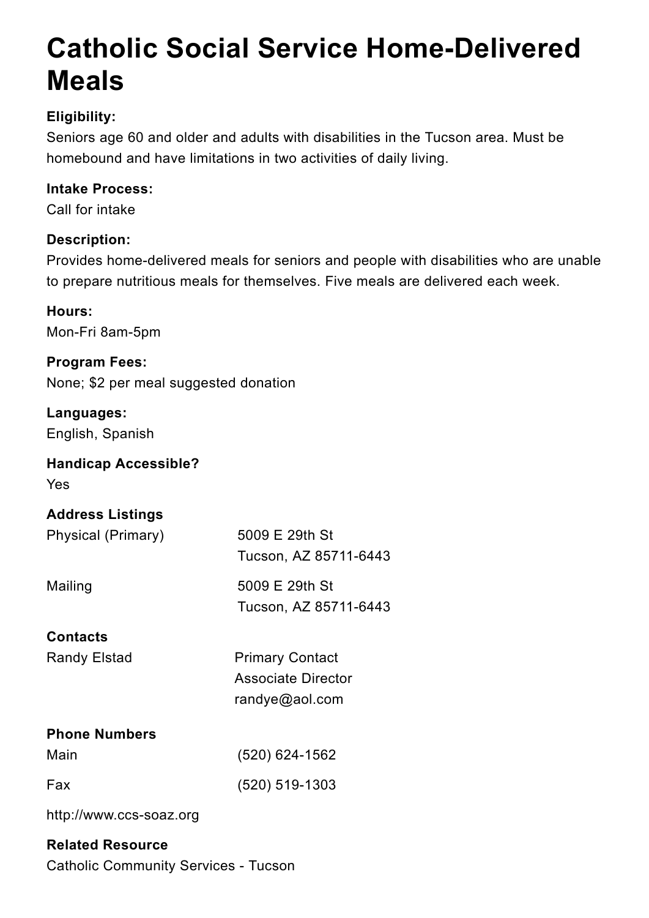# Catholic Social Service Home-Delivered Meals

**Eligibility:**
Seniors age 60 and older and adults with disabilities in the Tucson area. Must be homebound and have limitations in two activities of daily living.

**Intake Process:**
Call for intake

**Description:**
Provides home-delivered meals for seniors and people with disabilities who are unable to prepare nutritious meals for themselves. Five meals are delivered each week.

**Hours:**
Mon-Fri 8am-5pm

**Program Fees:**
None; $2 per meal suggested donation

**Languages:**
English, Spanish

**Handicap Accessible?**
Yes

**Address Listings**

| | |
|---|---|
| Physical (Primary) | 5009 E 29th St<br>Tucson, AZ 85711-6443 |
| Mailing | 5009 E 29th St<br>Tucson, AZ 85711-6443 |

**Contacts**

| | |
|---|---|
| Randy Elstad | Primary Contact<br>Associate Director<br>randye@aol.com |

**Phone Numbers**

| | |
|---|---|
| Main | (520) 624-1562 |
| Fax | (520) 519-1303 |

http://www.ccs-soaz.org

**Related Resource**
Catholic Community Services - Tucson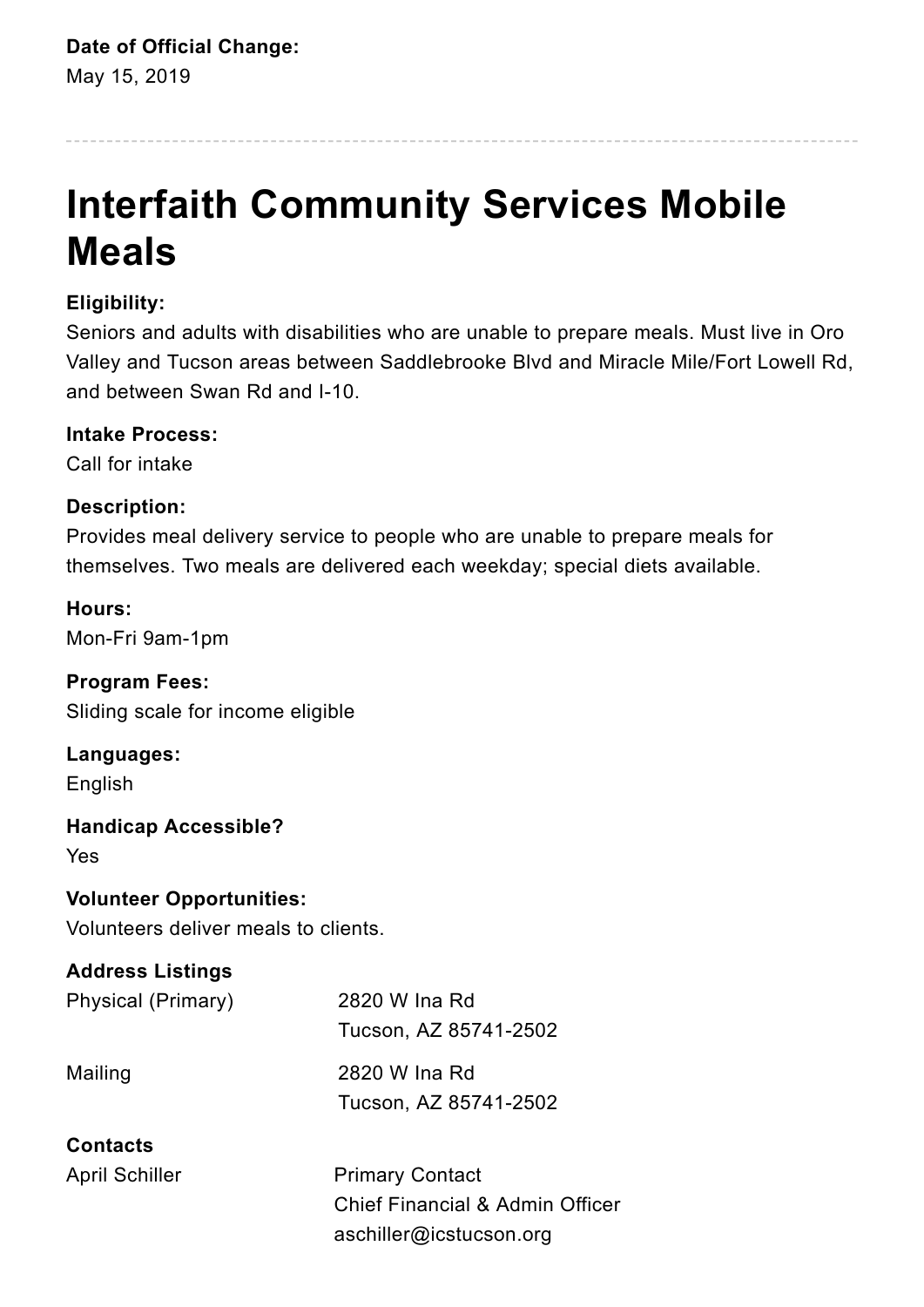**Date of Official Change:**
May 15, 2019

---

# Interfaith Community Services Mobile Meals

**Eligibility:**
Seniors and adults with disabilities who are unable to prepare meals. Must live in Oro Valley and Tucson areas between Saddlebrooke Blvd and Miracle Mile/Fort Lowell Rd, and between Swan Rd and I-10.

**Intake Process:**
Call for intake

**Description:**
Provides meal delivery service to people who are unable to prepare meals for themselves. Two meals are delivered each weekday; special diets available.

**Hours:**
Mon-Fri 9am-1pm

**Program Fees:**
Sliding scale for income eligible

**Languages:**
English

**Handicap Accessible?**
Yes

**Volunteer Opportunities:**
Volunteers deliver meals to clients.

**Address Listings**

| | |
|---|---|
| Physical (Primary) | 2820 W Ina Rd<br>Tucson, AZ 85741-2502 |
| Mailing | 2820 W Ina Rd<br>Tucson, AZ 85741-2502 |

**Contacts**

| | |
|---|---|
| April Schiller | Primary Contact<br>Chief Financial & Admin Officer<br>aschiller@icstucson.org |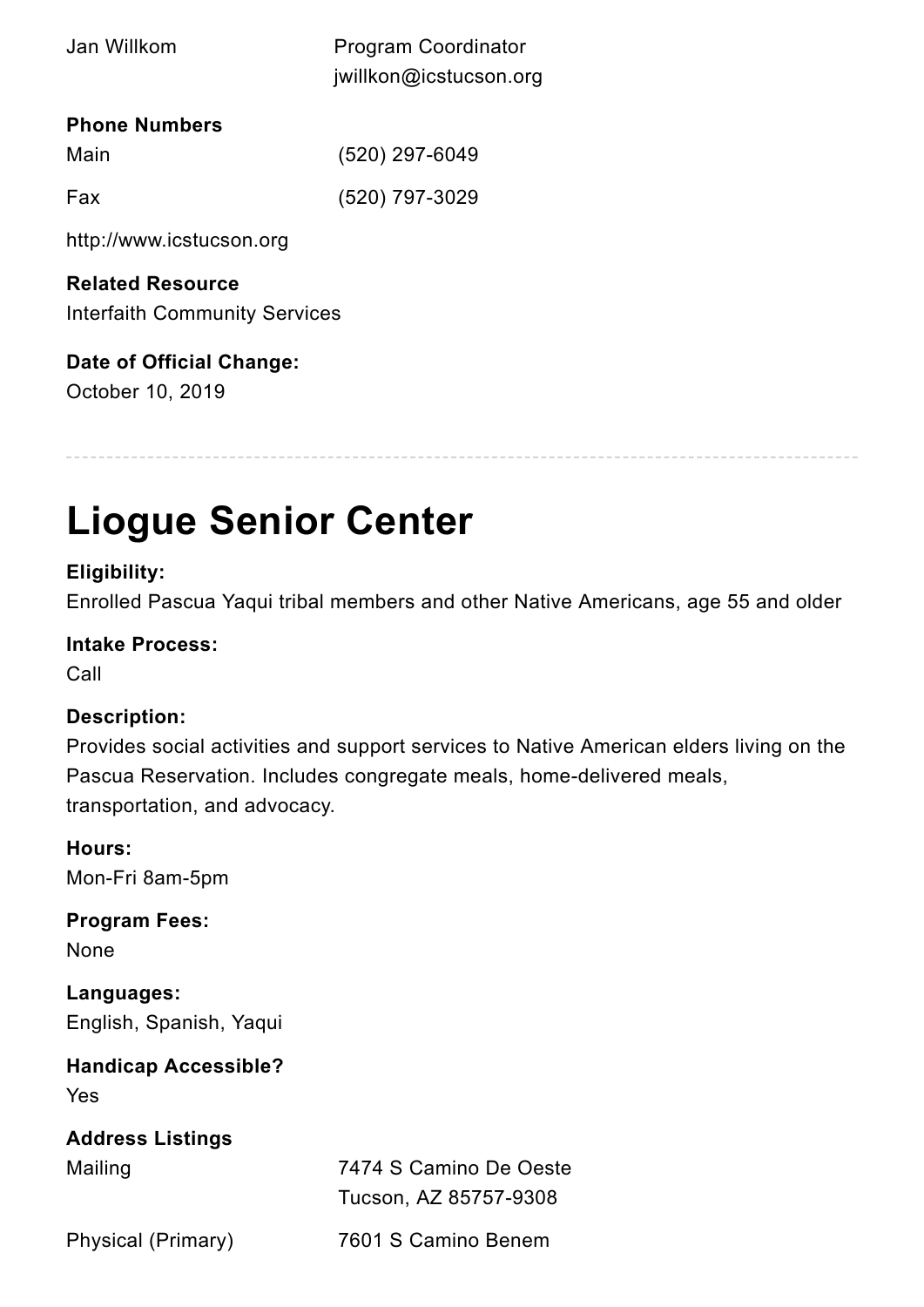| | |
|---|---|
| Jan Willkom | Program Coordinator<br>jwillkon@icstucson.org |

**Phone Numbers**

| | |
|---|---|
| Main | (520) 297-6049 |
| Fax | (520) 797-3029 |

http://www.icstucson.org

**Related Resource**
Interfaith Community Services

**Date of Official Change:**
October 10, 2019

---

# Liogue Senior Center

**Eligibility:**
Enrolled Pascua Yaqui tribal members and other Native Americans, age 55 and older

**Intake Process:**
Call

**Description:**
Provides social activities and support services to Native American elders living on the Pascua Reservation. Includes congregate meals, home-delivered meals, transportation, and advocacy.

**Hours:**
Mon-Fri 8am-5pm

**Program Fees:**
None

**Languages:**
English, Spanish, Yaqui

**Handicap Accessible?**
Yes

**Address Listings**

| | |
|---|---|
| Mailing | 7474 S Camino De Oeste<br>Tucson, AZ 85757-9308 |
| Physical (Primary) | 7601 S Camino Benem |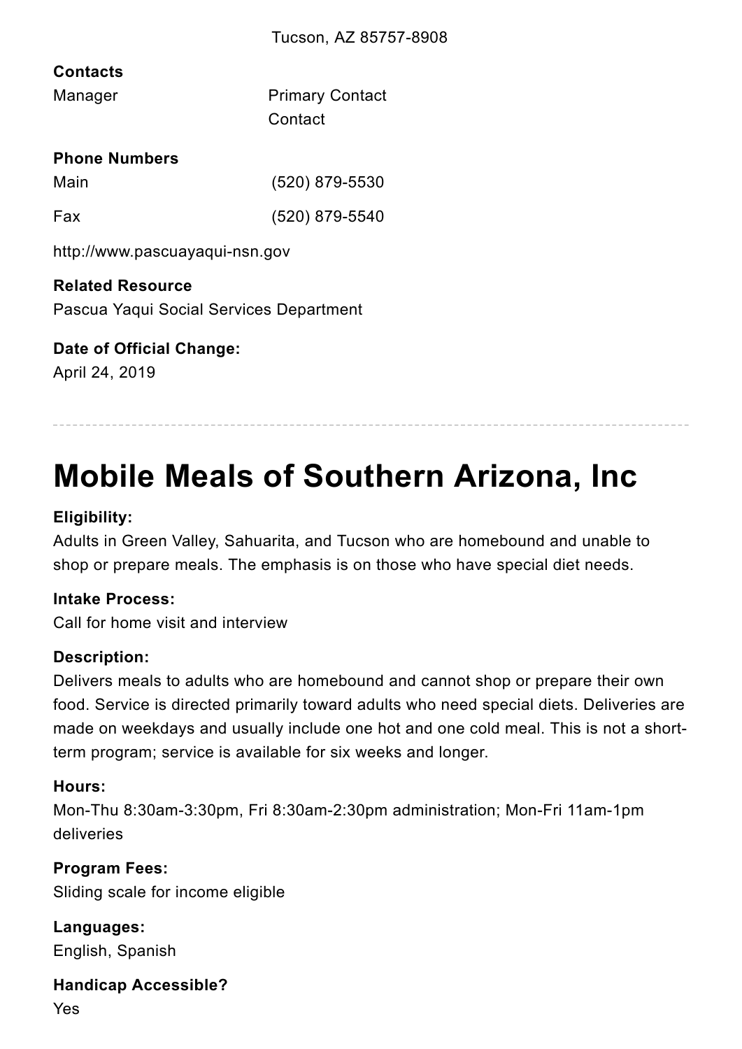Tucson, AZ 85757-8908

**Contacts**

| | |
|---|---|
| Manager | Primary Contact<br>Contact |

**Phone Numbers**

| | |
|---|---|
| Main | (520) 879-5530 |
| Fax | (520) 879-5540 |

http://www.pascuayaqui-nsn.gov

**Related Resource**
Pascua Yaqui Social Services Department

**Date of Official Change:**
April 24, 2019

---

# Mobile Meals of Southern Arizona, Inc

**Eligibility:**
Adults in Green Valley, Sahuarita, and Tucson who are homebound and unable to shop or prepare meals. The emphasis is on those who have special diet needs.

**Intake Process:**
Call for home visit and interview

**Description:**
Delivers meals to adults who are homebound and cannot shop or prepare their own food. Service is directed primarily toward adults who need special diets. Deliveries are made on weekdays and usually include one hot and one cold meal. This is not a short-term program; service is available for six weeks and longer.

**Hours:**
Mon-Thu 8:30am-3:30pm, Fri 8:30am-2:30pm administration; Mon-Fri 11am-1pm deliveries

**Program Fees:**
Sliding scale for income eligible

**Languages:**
English, Spanish

**Handicap Accessible?**
Yes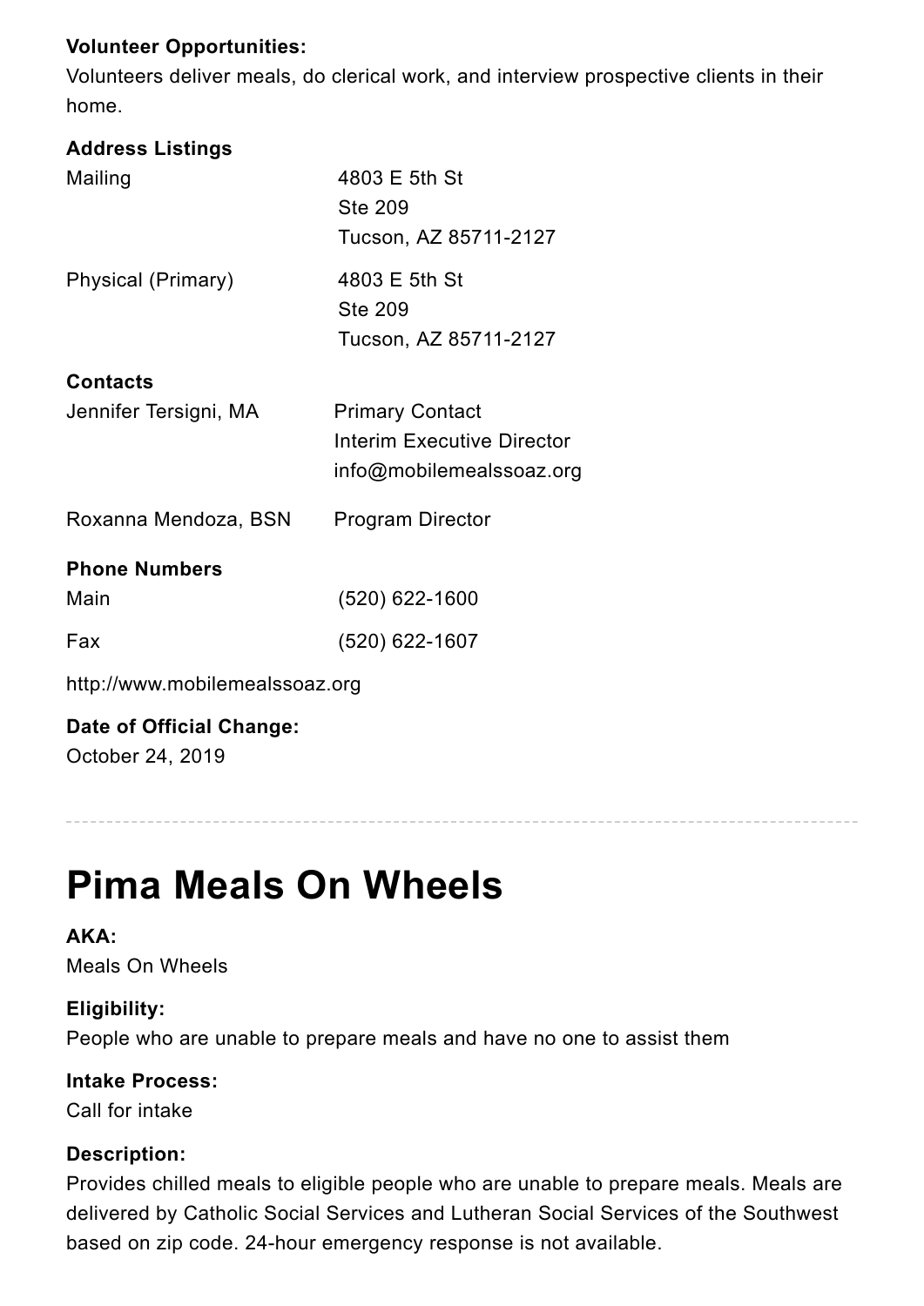**Volunteer Opportunities:**
Volunteers deliver meals, do clerical work, and interview prospective clients in their home.

**Address Listings**

| | |
|---|---|
| Mailing | 4803 E 5th St<br>Ste 209<br>Tucson, AZ 85711-2127 |
| Physical (Primary) | 4803 E 5th St<br>Ste 209<br>Tucson, AZ 85711-2127 |

**Contacts**

| | |
|---|---|
| Jennifer Tersigni, MA | Primary Contact<br>Interim Executive Director<br>info@mobilemealssoaz.org |
| Roxanna Mendoza, BSN | Program Director |

**Phone Numbers**

| | |
|---|---|
| Main | (520) 622-1600 |
| Fax | (520) 622-1607 |

http://www.mobilemealssoaz.org

**Date of Official Change:**
October 24, 2019

---

# Pima Meals On Wheels

**AKA:**
Meals On Wheels

**Eligibility:**
People who are unable to prepare meals and have no one to assist them

**Intake Process:**
Call for intake

**Description:**
Provides chilled meals to eligible people who are unable to prepare meals. Meals are delivered by Catholic Social Services and Lutheran Social Services of the Southwest based on zip code. 24-hour emergency response is not available.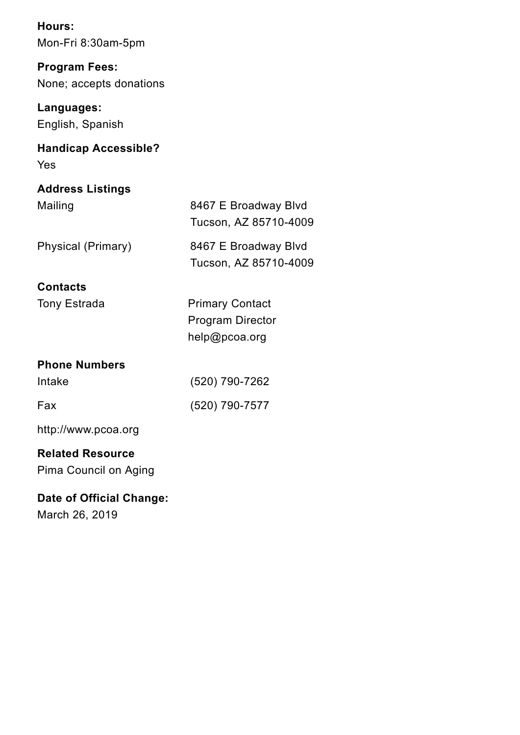**Hours:**
Mon-Fri 8:30am-5pm

**Program Fees:**
None; accepts donations

**Languages:**
English, Spanish

**Handicap Accessible?**
Yes

**Address Listings**

| | |
|---|---|
| Mailing | 8467 E Broadway Blvd<br>Tucson, AZ 85710-4009 |
| Physical (Primary) | 8467 E Broadway Blvd<br>Tucson, AZ 85710-4009 |

**Contacts**

| | |
|---|---|
| Tony Estrada | Primary Contact<br>Program Director<br>help@pcoa.org |

**Phone Numbers**

| | |
|---|---|
| Intake | (520) 790-7262 |
| Fax | (520) 790-7577 |

http://www.pcoa.org

**Related Resource**
Pima Council on Aging

**Date of Official Change:**
March 26, 2019